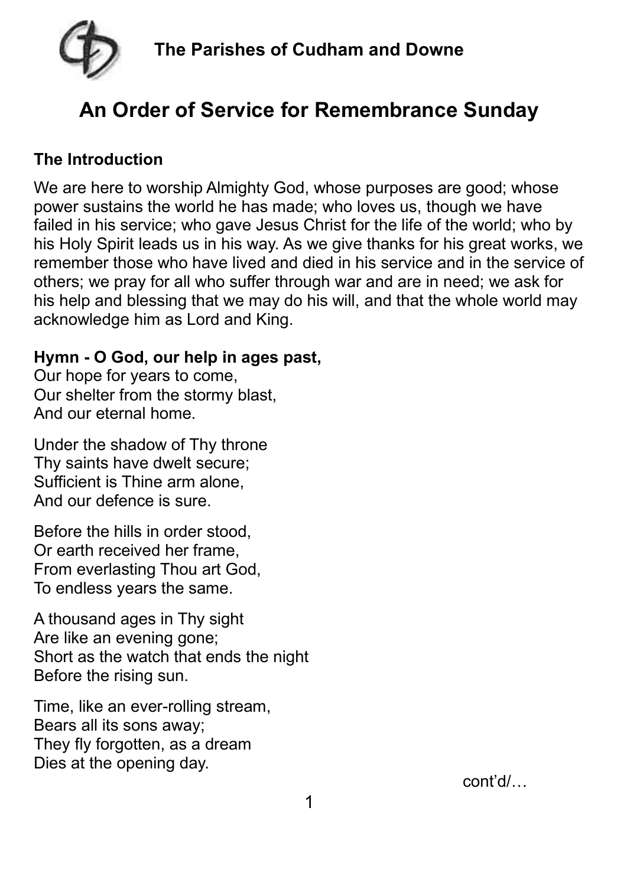**The Parishes of Cudham and Downe**

# An Order of Service for Remembrance Sunday

**The Introduction**

We are here to worship Almighty God, whose purposes are good; whose power sustains the world he has made; who loves us, though we have failed in his service; who gave Jesus Christ for the life of the world; who by his Holy Spirit leads us in his way. As we give thanks for his great works, we remember those who have lived and died in his service and in the service of others; we pray for all who suffer through war and are in need; we ask for his help and blessing that we may do his will, and that the whole world may acknowledge him as Lord and King.

**Hymn - O God, our help in ages past,**
Our hope for years to come,
Our shelter from the stormy blast,
And our eternal home.

Under the shadow of Thy throne
Thy saints have dwelt secure;
Sufficient is Thine arm alone,
And our defence is sure.

Before the hills in order stood,
Or earth received her frame,
From everlasting Thou art God,
To endless years the same.

A thousand ages in Thy sight
Are like an evening gone;
Short as the watch that ends the night
Before the rising sun.

Time, like an ever-rolling stream,
Bears all its sons away;
They fly forgotten, as a dream
Dies at the opening day.

cont'd/…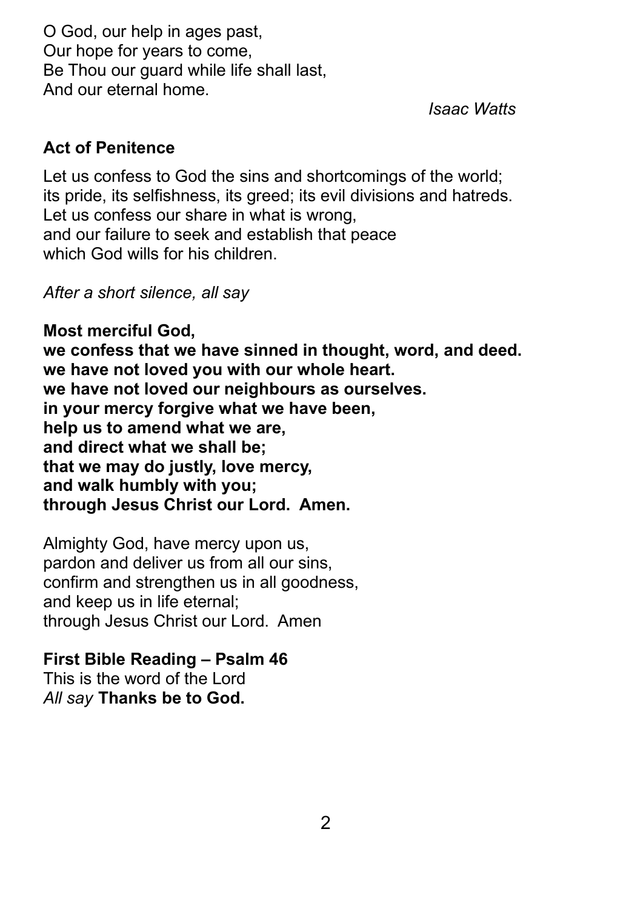O God, our help in ages past,  
Our hope for years to come,  
Be Thou our guard while life shall last,  
And our eternal home.

*Isaac Watts*

**Act of Penitence**

Let us confess to God the sins and shortcomings of the world;  
its pride, its selfishness, its greed; its evil divisions and hatreds.  
Let us confess our share in what is wrong,  
and our failure to seek and establish that peace  
which God wills for his children.

*After a short silence, all say*

**Most merciful God,**  
**we confess that we have sinned in thought, word, and deed.**  
**we have not loved you with our whole heart.**  
**we have not loved our neighbours as ourselves.**  
**in your mercy forgive what we have been,**  
**help us to amend what we are,**  
**and direct what we shall be;**  
**that we may do justly, love mercy,**  
**and walk humbly with you;**  
**through Jesus Christ our Lord. Amen.**

Almighty God, have mercy upon us,  
pardon and deliver us from all our sins,  
confirm and strengthen us in all goodness,  
and keep us in life eternal;  
through Jesus Christ our Lord. Amen

**First Bible Reading – Psalm 46**  
This is the word of the Lord  
*All say* **Thanks be to God.**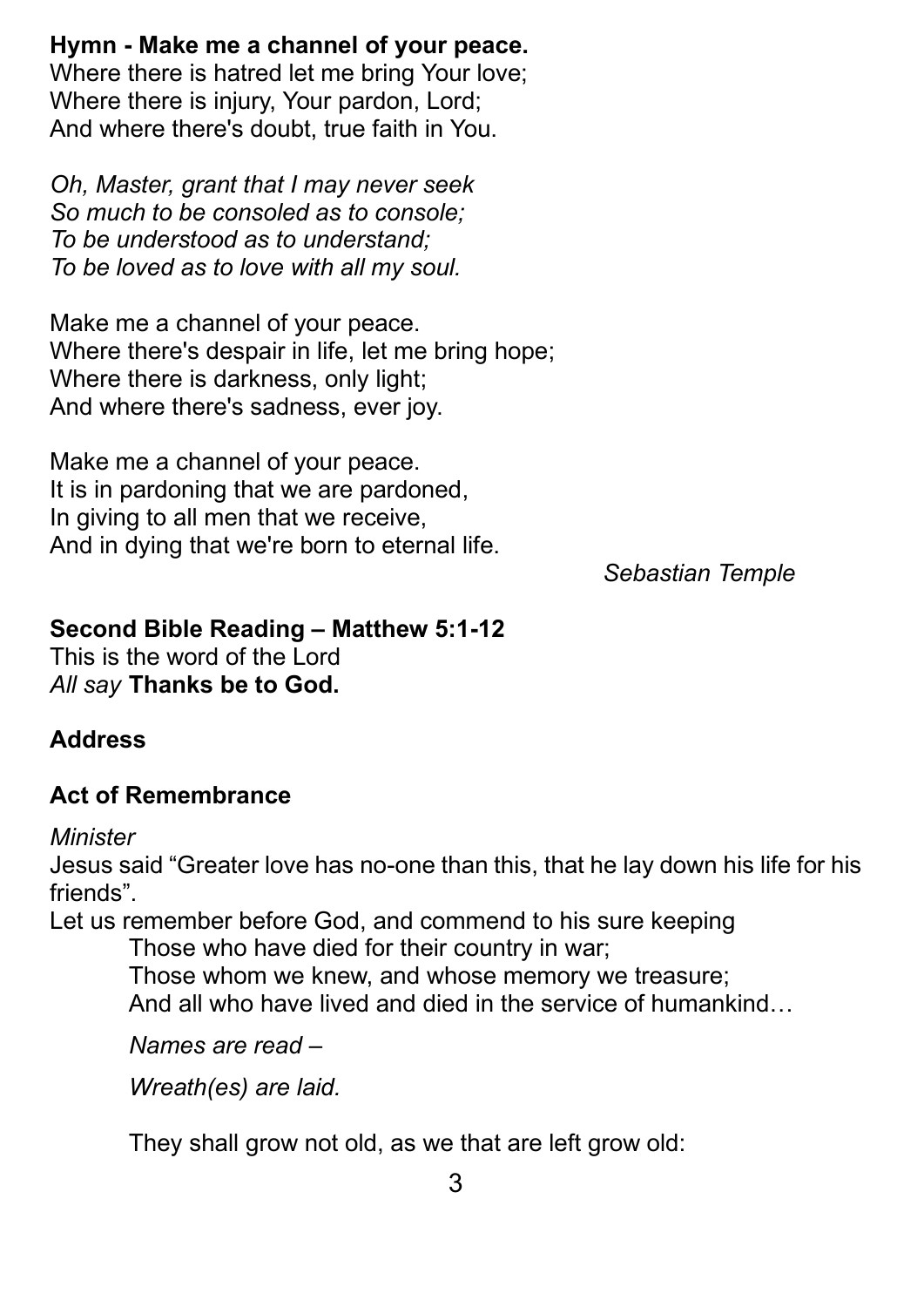**Hymn - Make me a channel of your peace.**
Where there is hatred let me bring Your love;
Where there is injury, Your pardon, Lord;
And where there's doubt, true faith in You.

*Oh, Master, grant that I may never seek*
*So much to be consoled as to console;*
*To be understood as to understand;*
*To be loved as to love with all my soul.*

Make me a channel of your peace.
Where there's despair in life, let me bring hope;
Where there is darkness, only light;
And where there's sadness, ever joy.

Make me a channel of your peace.
It is in pardoning that we are pardoned,
In giving to all men that we receive,
And in dying that we're born to eternal life.

*Sebastian Temple*

**Second Bible Reading – Matthew 5:1-12**
This is the word of the Lord
*All say* **Thanks be to God.**

**Address**

**Act of Remembrance**

*Minister*
Jesus said "Greater love has no-one than this, that he lay down his life for his friends".
Let us remember before God, and commend to his sure keeping
Those who have died for their country in war;
Those whom we knew, and whose memory we treasure;
And all who have lived and died in the service of humankind…

*Names are read –*

*Wreath(es) are laid.*

They shall grow not old, as we that are left grow old: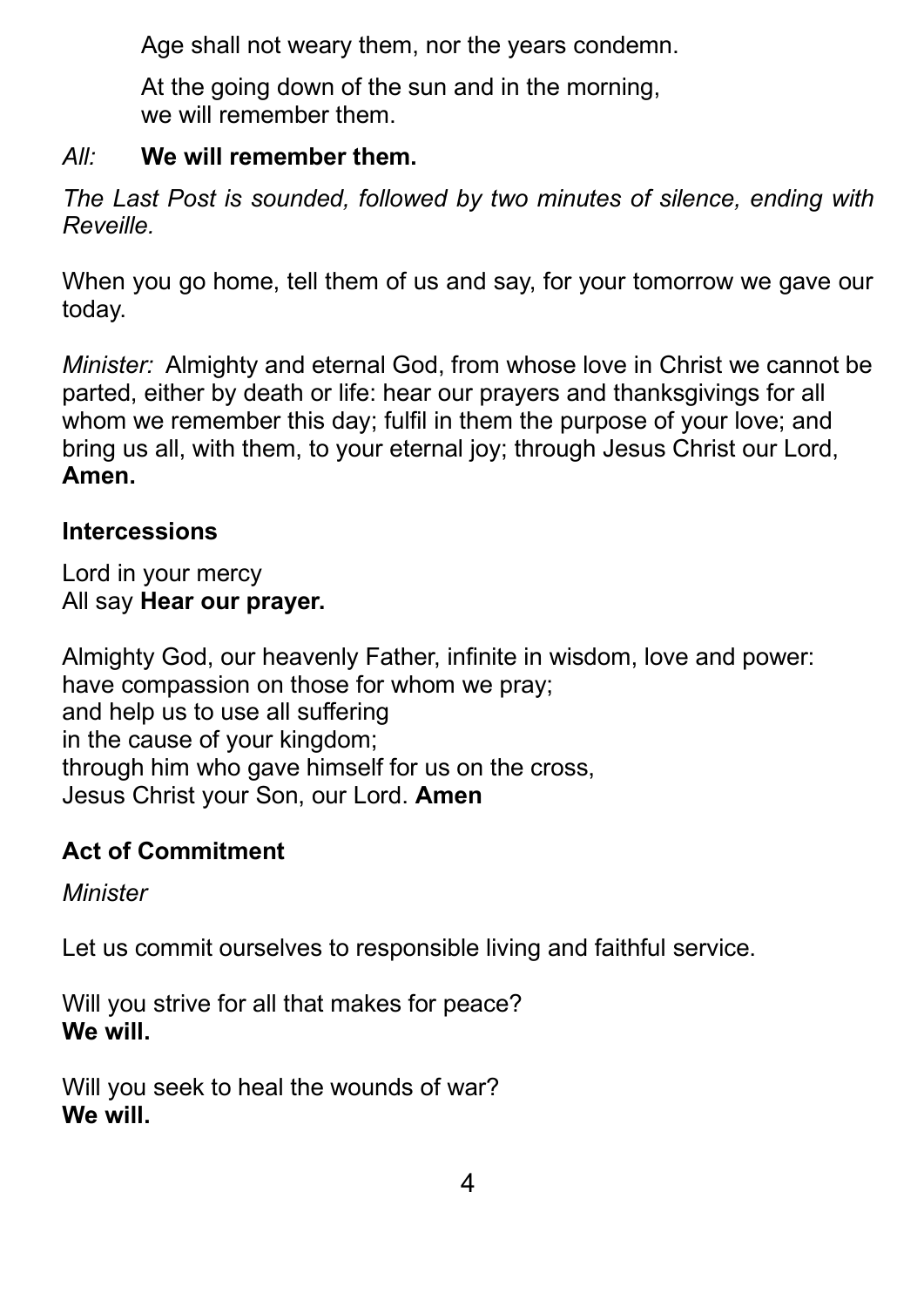Age shall not weary them, nor the years condemn.

At the going down of the sun and in the morning,
we will remember them.

*All:* **We will remember them.**

*The Last Post is sounded, followed by two minutes of silence, ending with Reveille.*

When you go home, tell them of us and say, for your tomorrow we gave our today.

*Minister:* Almighty and eternal God, from whose love in Christ we cannot be parted, either by death or life: hear our prayers and thanksgivings for all whom we remember this day; fulfil in them the purpose of your love; and bring us all, with them, to your eternal joy; through Jesus Christ our Lord, **Amen.**

**Intercessions**

Lord in your mercy
All say **Hear our prayer.**

Almighty God, our heavenly Father, infinite in wisdom, love and power:
have compassion on those for whom we pray;
and help us to use all suffering
in the cause of your kingdom;
through him who gave himself for us on the cross,
Jesus Christ your Son, our Lord. **Amen**

**Act of Commitment**

*Minister*

Let us commit ourselves to responsible living and faithful service.

Will you strive for all that makes for peace?
**We will.**

Will you seek to heal the wounds of war?
**We will.**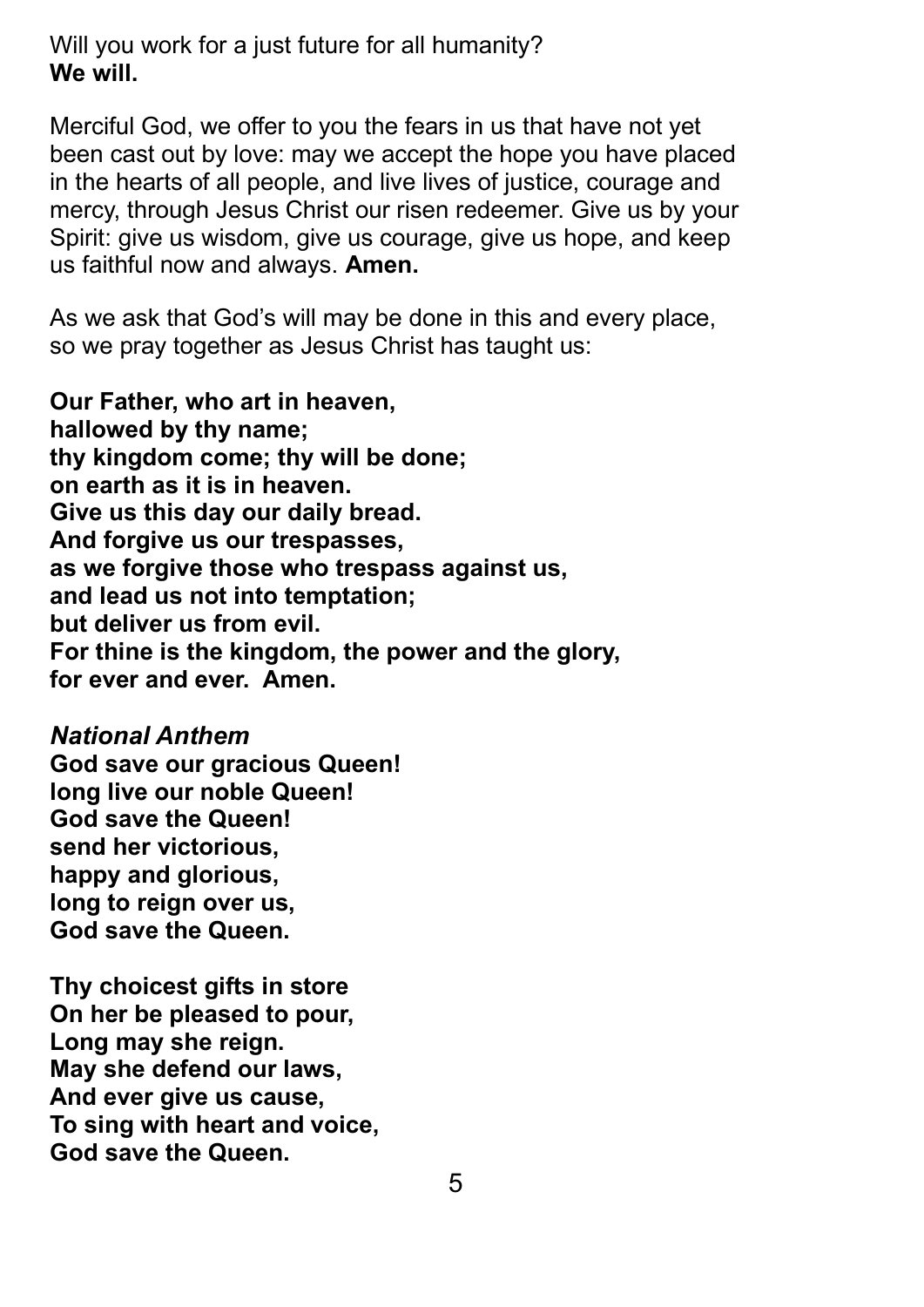Will you work for a just future for all humanity?
**We will.**

Merciful God, we offer to you the fears in us that have not yet been cast out by love: may we accept the hope you have placed in the hearts of all people, and live lives of justice, courage and mercy, through Jesus Christ our risen redeemer. Give us by your Spirit: give us wisdom, give us courage, give us hope, and keep us faithful now and always. **Amen.**

As we ask that God's will may be done in this and every place, so we pray together as Jesus Christ has taught us:

**Our Father, who art in heaven,**
**hallowed by thy name;**
**thy kingdom come; thy will be done;**
**on earth as it is in heaven.**
**Give us this day our daily bread.**
**And forgive us our trespasses,**
**as we forgive those who trespass against us,**
**and lead us not into temptation;**
**but deliver us from evil.**
**For thine is the kingdom, the power and the glory,**
**for ever and ever. Amen.**

***National Anthem***

**God save our gracious Queen!**
**long live our noble Queen!**
**God save the Queen!**
**send her victorious,**
**happy and glorious,**
**long to reign over us,**
**God save the Queen.**

**Thy choicest gifts in store**
**On her be pleased to pour,**
**Long may she reign.**
**May she defend our laws,**
**And ever give us cause,**
**To sing with heart and voice,**
**God save the Queen.**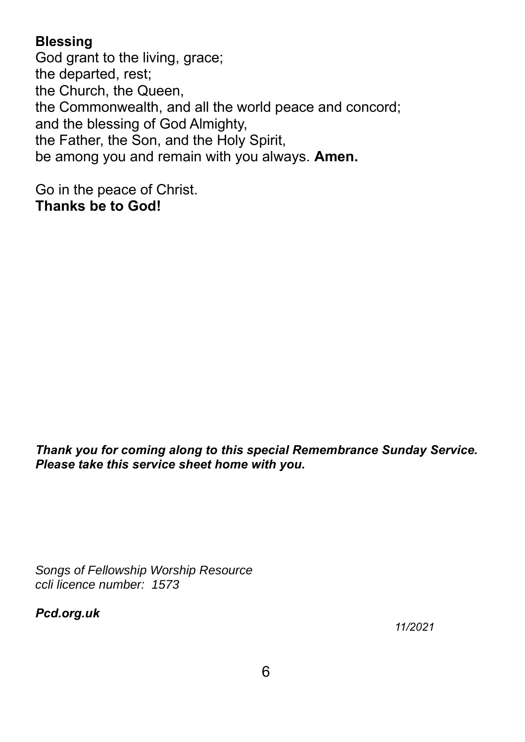**Blessing**

God grant to the living, grace;
the departed, rest;
the Church, the Queen,
the Commonwealth, and all the world peace and concord;
and the blessing of God Almighty,
the Father, the Son, and the Holy Spirit,
be among you and remain with you always. **Amen.**

Go in the peace of Christ.
**Thanks be to God!**

***Thank you for coming along to this special Remembrance Sunday Service. Please take this service sheet home with you.***

*Songs of Fellowship Worship Resource*
*ccli licence number: 1573*

***Pcd.org.uk***

*11/2021*